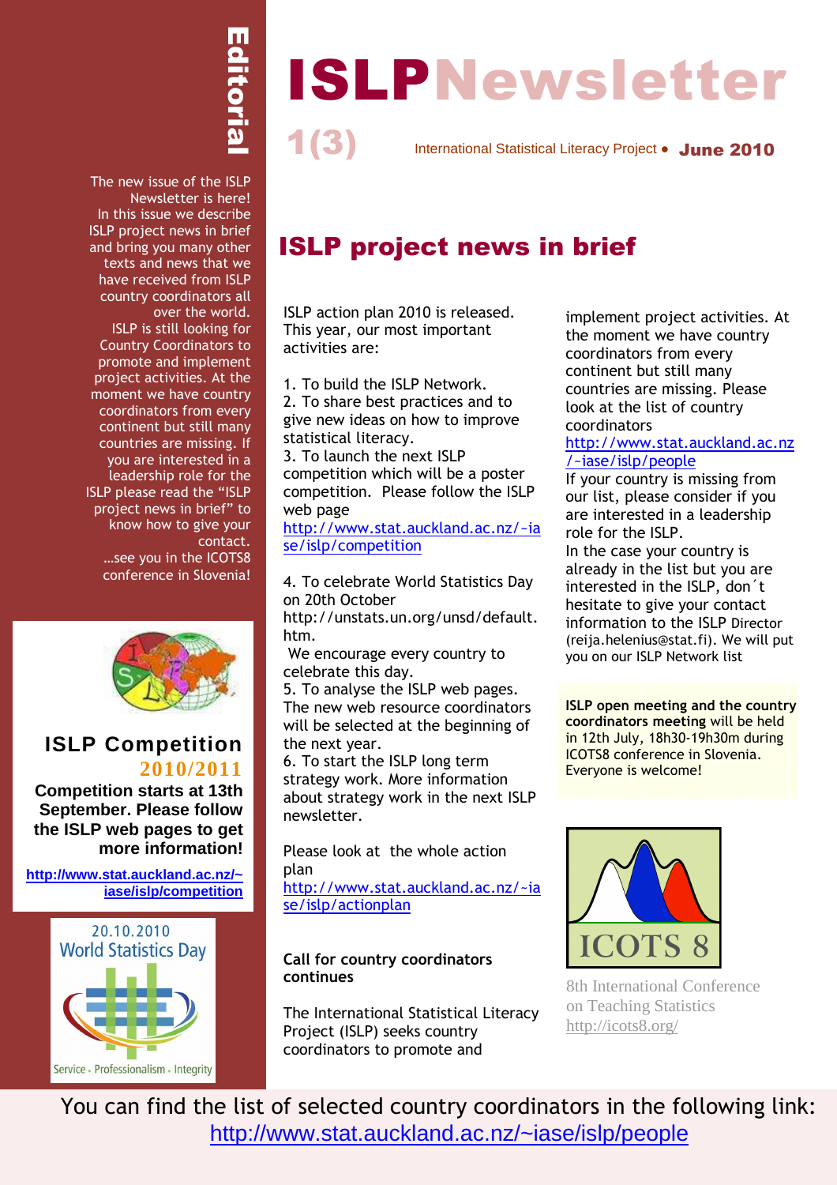# ISLPNewsletter

1(3) International Statistical Literacy Project • **June 2010**

## Editorial

The new issue of the ISLP Newsletter is here! In this issue we describe ISLP project news in brief and bring you many other texts and news that we have received from ISLP country coordinators all over the world.
ISLP is still looking for Country Coordinators to promote and implement project activities. At the moment we have country coordinators from every continent but still many countries are missing. If you are interested in a leadership role for the ISLP please read the "ISLP project news in brief" to know how to give your contact.
…see you in the ICOTS8 conference in Slovenia!

### ISLP Competition 2010/2011

**Competition starts at 13th September. Please follow the ISLP web pages to get more information!**

**http://www.stat.auckland.ac.nz/~iase/islp/competition**

20.10.2010 World Statistics Day

Service · Professionalism · Integrity

## ISLP project news in brief

ISLP action plan 2010 is released. This year, our most important activities are:

1. To build the ISLP Network.
2. To share best practices and to give new ideas on how to improve statistical literacy.
3. To launch the next ISLP competition which will be a poster competition. Please follow the ISLP web page http://www.stat.auckland.ac.nz/~iase/islp/competition
4. To celebrate World Statistics Day on 20th October http://unstats.un.org/unsd/default.htm. We encourage every country to celebrate this day.
5. To analyse the ISLP web pages. The new web resource coordinators will be selected at the beginning of the next year.
6. To start the ISLP long term strategy work. More information about strategy work in the next ISLP newsletter.

Please look at the whole action plan http://www.stat.auckland.ac.nz/~iase/islp/actionplan

**Call for country coordinators continues**

The International Statistical Literacy Project (ISLP) seeks country coordinators to promote and implement project activities. At the moment we have country coordinators from every continent but still many countries are missing. Please look at the list of country coordinators http://www.stat.auckland.ac.nz/~iase/islp/people
If your country is missing from our list, please consider if you are interested in a leadership role for the ISLP.
In the case your country is already in the list but you are interested in the ISLP, don´t hesitate to give your contact information to the ISLP Director (reija.helenius@stat.fi). We will put you on our ISLP Network list

**ISLP open meeting and the country coordinators meeting** will be held in 12th July, 18h30-19h30m during ICOTS8 conference in Slovenia. Everyone is welcome!

ICOTS 8

8th International Conference on Teaching Statistics
http://icots8.org/

You can find the list of selected country coordinators in the following link: http://www.stat.auckland.ac.nz/~iase/islp/people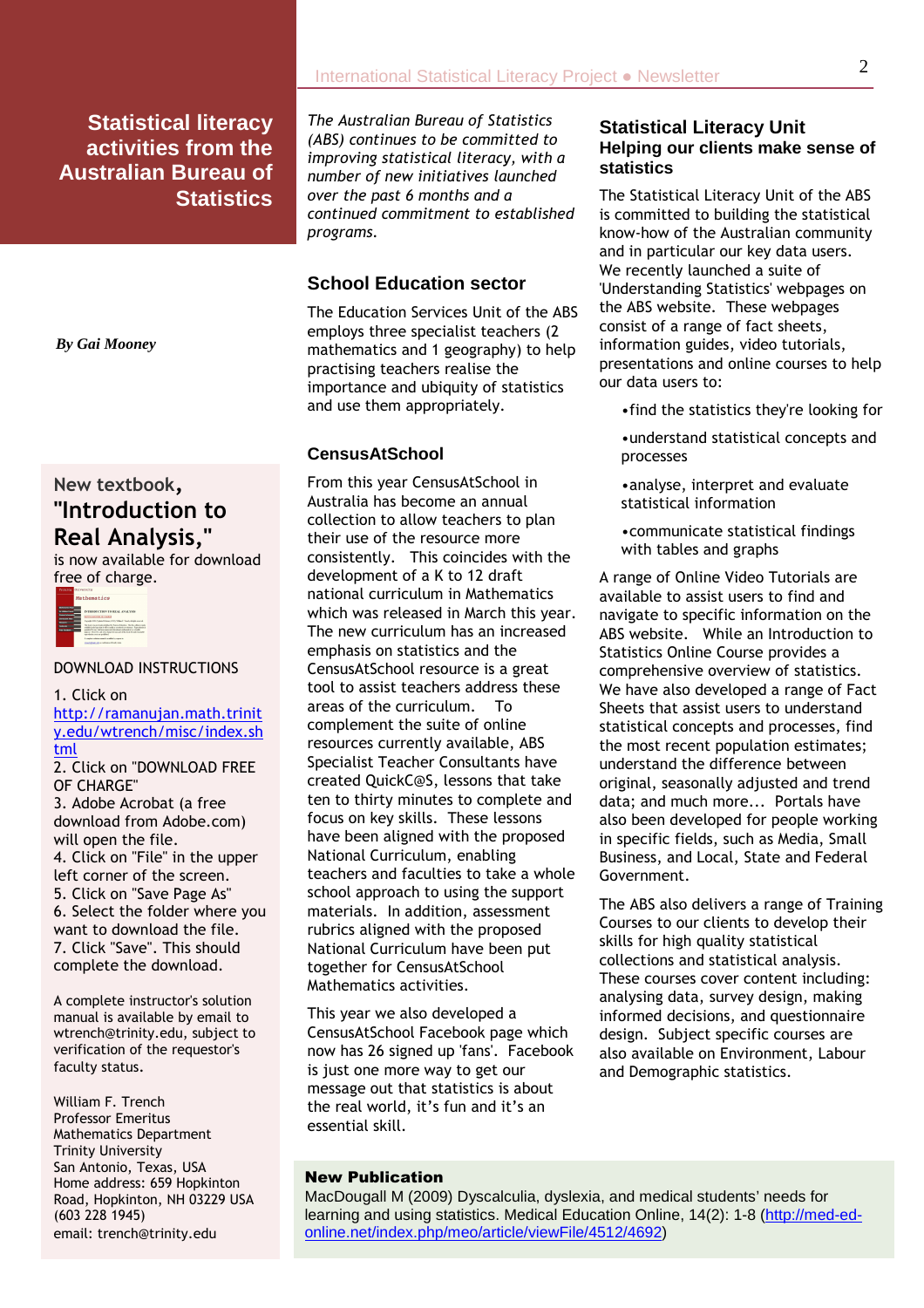# Statistical literacy activities from the Australian Bureau of Statistics

*By Gai Mooney*

*The Australian Bureau of Statistics (ABS) continues to be committed to improving statistical literacy, with a number of new initiatives launched over the past 6 months and a continued commitment to established programs.*

## School Education sector

The Education Services Unit of the ABS employs three specialist teachers (2 mathematics and 1 geography) to help practising teachers realise the importance and ubiquity of statistics and use them appropriately.

### CensusAtSchool

From this year CensusAtSchool in Australia has become an annual collection to allow teachers to plan their use of the resource more consistently. This coincides with the development of a K to 12 draft national curriculum in Mathematics which was released in March this year. The new curriculum has an increased emphasis on statistics and the CensusAtSchool resource is a great tool to assist teachers address these areas of the curriculum. To complement the suite of online resources currently available, ABS Specialist Teacher Consultants have created QuickC@S, lessons that take ten to thirty minutes to complete and focus on key skills. These lessons have been aligned with the proposed National Curriculum, enabling teachers and faculties to take a whole school approach to using the support materials. In addition, assessment rubrics aligned with the proposed National Curriculum have been put together for CensusAtSchool Mathematics activities.

This year we also developed a CensusAtSchool Facebook page which now has 26 signed up 'fans'. Facebook is just one more way to get our message out that statistics is about the real world, it's fun and it's an essential skill.

## Statistical Literacy Unit
### Helping our clients make sense of statistics

The Statistical Literacy Unit of the ABS is committed to building the statistical know-how of the Australian community and in particular our key data users. We recently launched a suite of 'Understanding Statistics' webpages on the ABS website. These webpages consist of a range of fact sheets, information guides, video tutorials, presentations and online courses to help our data users to:

- find the statistics they're looking for
- understand statistical concepts and processes
- analyse, interpret and evaluate statistical information
- communicate statistical findings with tables and graphs

A range of Online Video Tutorials are available to assist users to find and navigate to specific information on the ABS website. While an Introduction to Statistics Online Course provides a comprehensive overview of statistics. We have also developed a range of Fact Sheets that assist users to understand statistical concepts and processes, find the most recent population estimates; understand the difference between original, seasonally adjusted and trend data; and much more... Portals have also been developed for people working in specific fields, such as Media, Small Business, and Local, State and Federal Government.

The ABS also delivers a range of Training Courses to our clients to develop their skills for high quality statistical collections and statistical analysis. These courses cover content including: analysing data, survey design, making informed decisions, and questionnaire design. Subject specific courses are also available on Environment, Labour and Demographic statistics.

---

**New textbook, "Introduction to Real Analysis,"** is now available for download free of charge.

DOWNLOAD INSTRUCTIONS

1. Click on http://ramanujan.math.trinity.edu/wtrench/misc/index.shtml
2. Click on "DOWNLOAD FREE OF CHARGE"
3. Adobe Acrobat (a free download from Adobe.com) will open the file.
4. Click on "File" in the upper left corner of the screen.
5. Click on "Save Page As"
6. Select the folder where you want to download the file.
7. Click "Save". This should complete the download.

A complete instructor's solution manual is available by email to wtrench@trinity.edu, subject to verification of the requestor's faculty status.

William F. Trench
Professor Emeritus
Mathematics Department
Trinity University
San Antonio, Texas, USA
Home address: 659 Hopkinton Road, Hopkinton, NH 03229 USA
(603 228 1945)
email: trench@trinity.edu

---

**New Publication**

MacDougall M (2009) Dyscalculia, dyslexia, and medical students' needs for learning and using statistics. Medical Education Online, 14(2): 1-8 (http://med-ed-online.net/index.php/meo/article/viewFile/4512/4692)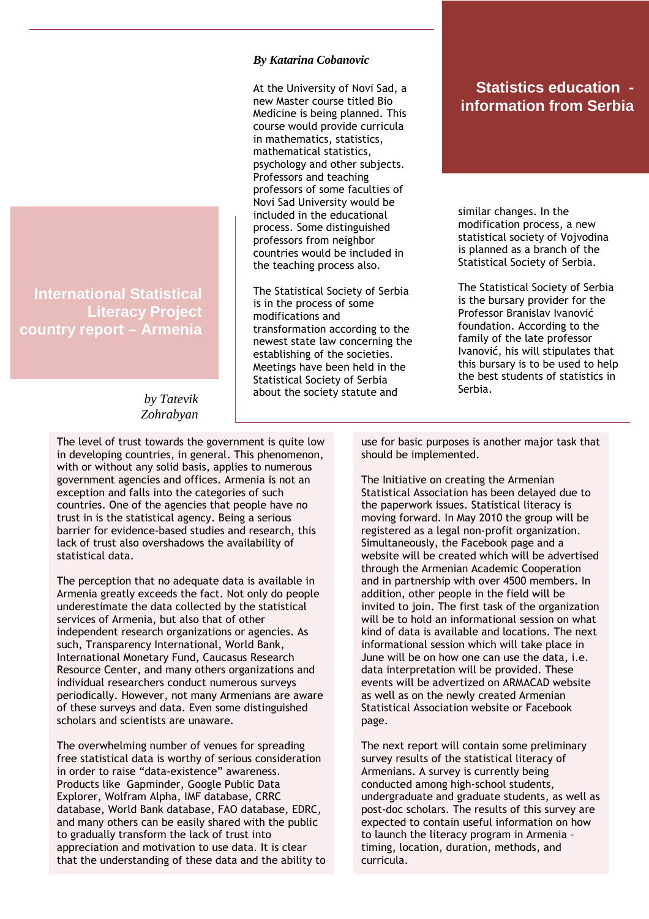## Statistics education - information from Serbia

*By Katarina Cobanovic*

At the University of Novi Sad, a new Master course titled Bio Medicine is being planned. This course would provide curricula in mathematics, statistics, mathematical statistics, psychology and other subjects. Professors and teaching professors of some faculties of Novi Sad University would be included in the educational process. Some distinguished professors from neighbor countries would be included in the teaching process also.

The Statistical Society of Serbia is in the process of some modifications and transformation according to the newest state law concerning the establishing of the societies. Meetings have been held in the Statistical Society of Serbia about the society statute and similar changes. In the modification process, a new statistical society of Vojvodina is planned as a branch of the Statistical Society of Serbia.

The Statistical Society of Serbia is the bursary provider for the Professor Branislav Ivanović foundation. According to the family of the late professor Ivanović, his will stipulates that this bursary is to be used to help the best students of statistics in Serbia.

## International Statistical Literacy Project country report – Armenia

*by Tatevik Zohrabyan*

The level of trust towards the government is quite low in developing countries, in general. This phenomenon, with or without any solid basis, applies to numerous government agencies and offices. Armenia is not an exception and falls into the categories of such countries. One of the agencies that people have no trust in is the statistical agency. Being a serious barrier for evidence-based studies and research, this lack of trust also overshadows the availability of statistical data.

The perception that no adequate data is available in Armenia greatly exceeds the fact. Not only do people underestimate the data collected by the statistical services of Armenia, but also that of other independent research organizations or agencies. As such, Transparency International, World Bank, International Monetary Fund, Caucasus Research Resource Center, and many others organizations and individual researchers conduct numerous surveys periodically. However, not many Armenians are aware of these surveys and data. Even some distinguished scholars and scientists are unaware.

The overwhelming number of venues for spreading free statistical data is worthy of serious consideration in order to raise “data-existence” awareness. Products like Gapminder, Google Public Data Explorer, Wolfram Alpha, IMF database, CRRC database, World Bank database, FAO database, EDRC, and many others can be easily shared with the public to gradually transform the lack of trust into appreciation and motivation to use data. It is clear that the understanding of these data and the ability to use for basic purposes is another major task that should be implemented.

The Initiative on creating the Armenian Statistical Association has been delayed due to the paperwork issues. Statistical literacy is moving forward. In May 2010 the group will be registered as a legal non-profit organization. Simultaneously, the Facebook page and a website will be created which will be advertised through the Armenian Academic Cooperation and in partnership with over 4500 members. In addition, other people in the field will be invited to join. The first task of the organization will be to hold an informational session on what kind of data is available and locations. The next informational session which will take place in June will be on how one can use the data, i.e. data interpretation will be provided. These events will be advertized on ARMACAD website as well as on the newly created Armenian Statistical Association website or Facebook page.

The next report will contain some preliminary survey results of the statistical literacy of Armenians. A survey is currently being conducted among high-school students, undergraduate and graduate students, as well as post-doc scholars. The results of this survey are expected to contain useful information on how to launch the literacy program in Armenia – timing, location, duration, methods, and curricula.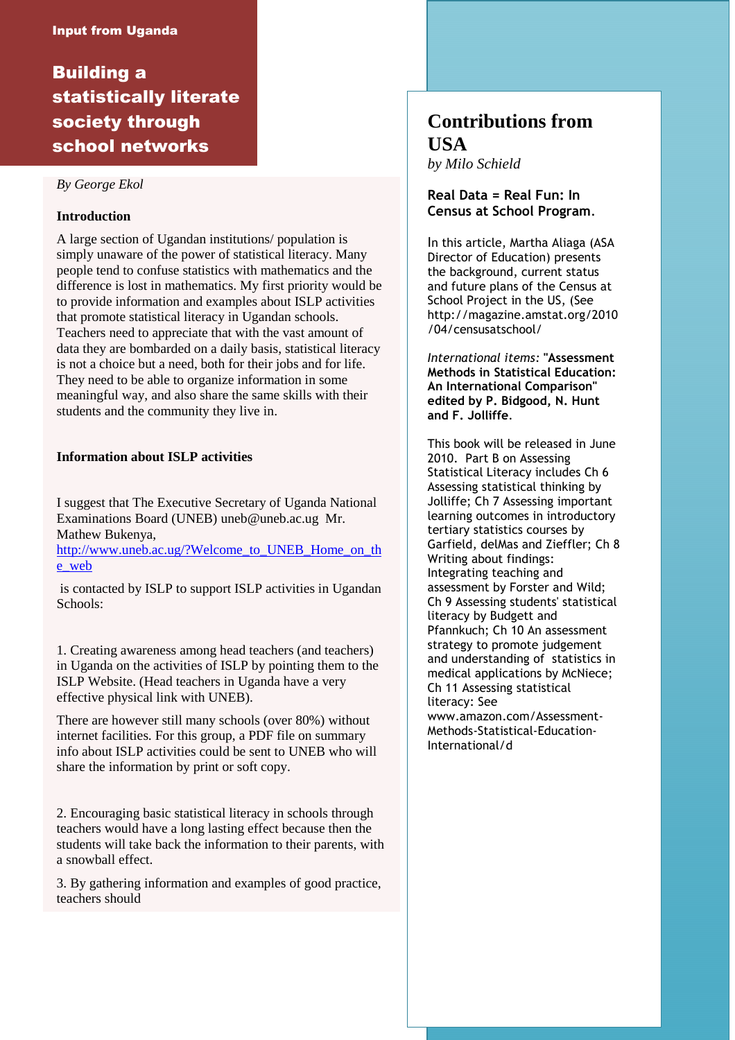Input from Uganda

# Building a statistically literate society through school networks

*By George Ekol*

### Introduction

A large section of Ugandan institutions/ population is simply unaware of the power of statistical literacy. Many people tend to confuse statistics with mathematics and the difference is lost in mathematics. My first priority would be to provide information and examples about ISLP activities that promote statistical literacy in Ugandan schools. Teachers need to appreciate that with the vast amount of data they are bombarded on a daily basis, statistical literacy is not a choice but a need, both for their jobs and for life. They need to be able to organize information in some meaningful way, and also share the same skills with their students and the community they live in.

### Information about ISLP activities

I suggest that The Executive Secretary of Uganda National Examinations Board (UNEB) uneb@uneb.ac.ug Mr. Mathew Bukenya, [http://www.uneb.ac.ug/?Welcome_to_UNEB_Home_on_the_web](http://www.uneb.ac.ug/?Welcome_to_UNEB_Home_on_the_web)

is contacted by ISLP to support ISLP activities in Ugandan Schools:

1. Creating awareness among head teachers (and teachers) in Uganda on the activities of ISLP by pointing them to the ISLP Website. (Head teachers in Uganda have a very effective physical link with UNEB).

There are however still many schools (over 80%) without internet facilities. For this group, a PDF file on summary info about ISLP activities could be sent to UNEB who will share the information by print or soft copy.

2. Encouraging basic statistical literacy in schools through teachers would have a long lasting effect because then the students will take back the information to their parents, with a snowball effect.

3. By gathering information and examples of good practice, teachers should

# Contributions from USA

*by Milo Schield*

**Real Data = Real Fun: In Census at School Program.**

In this article, Martha Aliaga (ASA Director of Education) presents the background, current status and future plans of the Census at School Project in the US, (See http://magazine.amstat.org/2010/04/censusatschool/

*International items:* **"Assessment Methods in Statistical Education: An International Comparison" edited by P. Bidgood, N. Hunt and F. Jolliffe.**

This book will be released in June 2010. Part B on Assessing Statistical Literacy includes Ch 6 Assessing statistical thinking by Jolliffe; Ch 7 Assessing important learning outcomes in introductory tertiary statistics courses by Garfield, delMas and Zieffler; Ch 8 Writing about findings: Integrating teaching and assessment by Forster and Wild; Ch 9 Assessing students' statistical literacy by Budgett and Pfannkuch; Ch 10 An assessment strategy to promote judgement and understanding of statistics in medical applications by McNiece; Ch 11 Assessing statistical literacy: See www.amazon.com/Assessment-Methods-Statistical-Education-International/d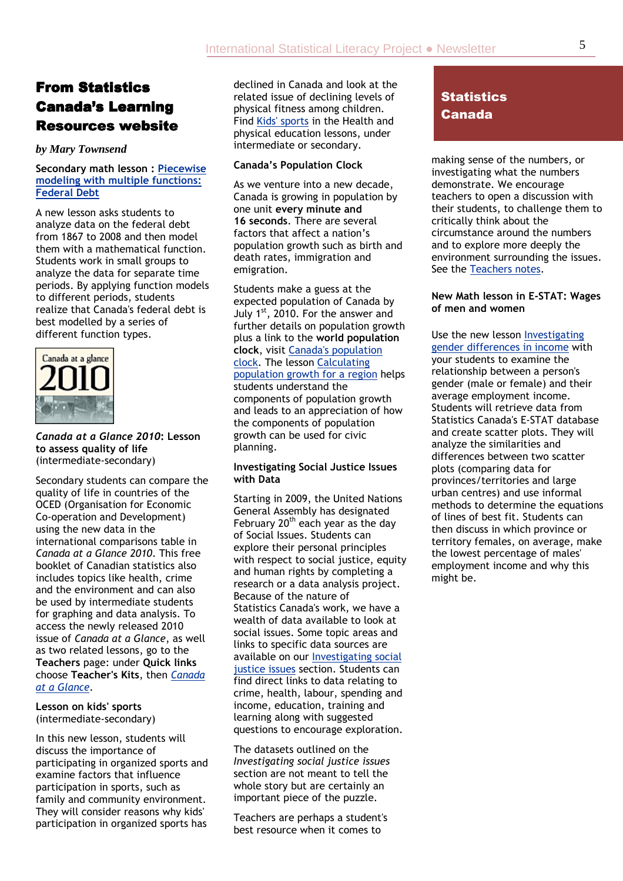## From Statistics Canada's Learning Resources website

*by Mary Townsend*

**Secondary math lesson : Piecewise modeling with multiple functions: Federal Debt**

A new lesson asks students to analyze data on the federal debt from 1867 to 2008 and then model them with a mathematical function. Students work in small groups to analyze the data for separate time periods. By applying function models to different periods, students realize that Canada's federal debt is best modelled by a series of different function types.

***Canada at a Glance 2010*: Lesson to assess quality of life** (intermediate-secondary)

Secondary students can compare the quality of life in countries of the OCED (Organisation for Economic Co-operation and Development) using the new data in the international comparisons table in *Canada at a Glance 2010*. This free booklet of Canadian statistics also includes topics like health, crime and the environment and can also be used by intermediate students for graphing and data analysis. To access the newly released 2010 issue of *Canada at a Glance*, as well as two related lessons, go to the **Teachers** page: under **Quick links** choose **Teacher's Kits**, then *Canada at a Glance*.

**Lesson on kids' sports** (intermediate-secondary)

In this new lesson, students will discuss the importance of participating in organized sports and examine factors that influence participation in sports, such as family and community environment. They will consider reasons why kids' participation in organized sports has declined in Canada and look at the related issue of declining levels of physical fitness among children. Find Kids' sports in the Health and physical education lessons, under intermediate or secondary.

**Canada's Population Clock**

As we venture into a new decade, Canada is growing in population by one unit **every minute and 16 seconds**. There are several factors that affect a nation's population growth such as birth and death rates, immigration and emigration.

Students make a guess at the expected population of Canada by July 1st, 2010. For the answer and further details on population growth plus a link to the **world population clock**, visit Canada's population clock. The lesson Calculating population growth for a region helps students understand the components of population growth and leads to an appreciation of how the components of population growth can be used for civic planning.

**Investigating Social Justice Issues with Data**

Starting in 2009, the United Nations General Assembly has designated February 20th each year as the day of Social Issues. Students can explore their personal principles with respect to social justice, equity and human rights by completing a research or a data analysis project. Because of the nature of Statistics Canada's work, we have a wealth of data available to look at social issues. Some topic areas and links to specific data sources are available on our Investigating social justice issues section. Students can find direct links to data relating to crime, health, labour, spending and income, education, training and learning along with suggested questions to encourage exploration.

The datasets outlined on the *Investigating social justice issues* section are not meant to tell the whole story but are certainly an important piece of the puzzle.

Teachers are perhaps a student's best resource when it comes to making sense of the numbers, or investigating what the numbers demonstrate. We encourage teachers to open a discussion with their students, to challenge them to critically think about the circumstance around the numbers and to explore more deeply the environment surrounding the issues. See the Teachers notes.

**New Math lesson in E-STAT: Wages of men and women**

Use the new lesson Investigating gender differences in income with your students to examine the relationship between a person's gender (male or female) and their average employment income. Students will retrieve data from Statistics Canada's E-STAT database and create scatter plots. They will analyze the similarities and differences between two scatter plots (comparing data for provinces/territories and large urban centres) and use informal methods to determine the equations of lines of best fit. Students can then discuss in which province or territory females, on average, make the lowest percentage of males' employment income and why this might be.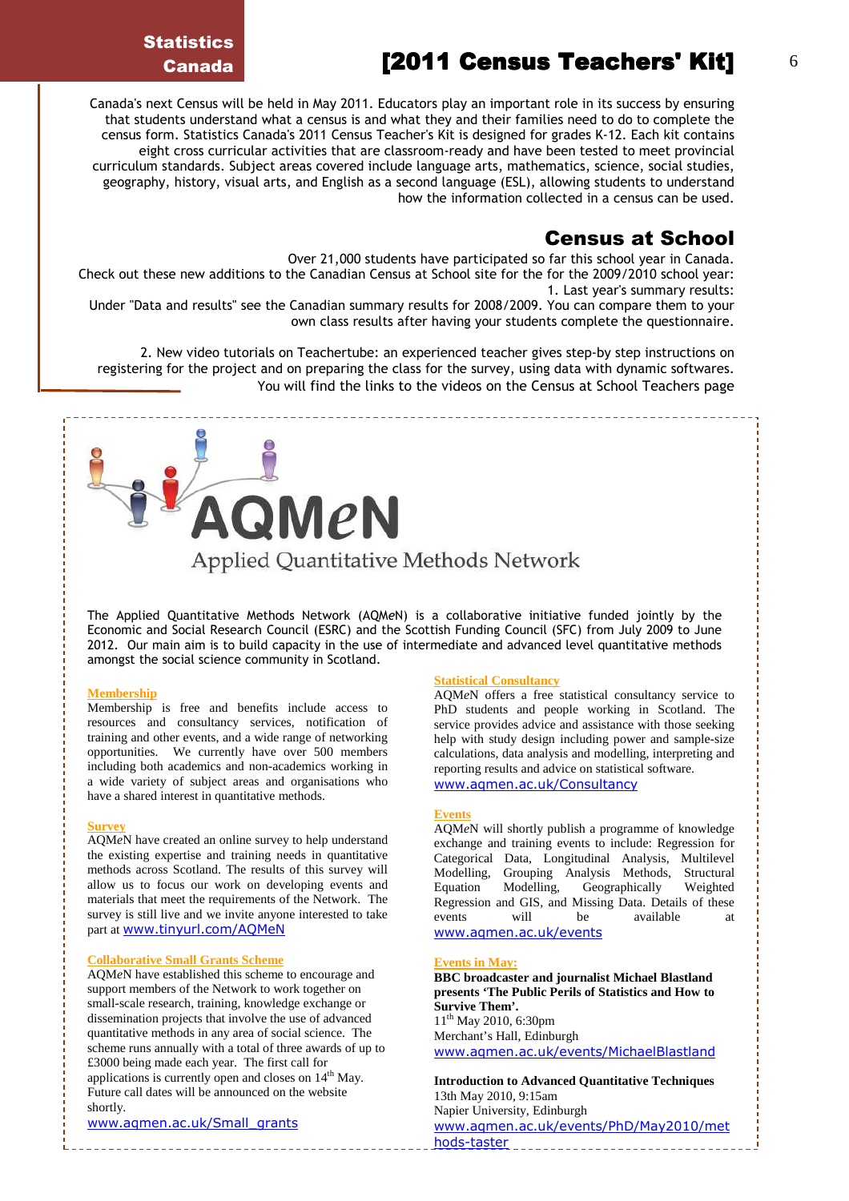## Statistics Canada

# [2011 Census Teachers' Kit]

Canada's next Census will be held in May 2011. Educators play an important role in its success by ensuring that students understand what a census is and what they and their families need to do to complete the census form. Statistics Canada's 2011 Census Teacher's Kit is designed for grades K-12. Each kit contains eight cross curricular activities that are classroom-ready and have been tested to meet provincial curriculum standards. Subject areas covered include language arts, mathematics, science, social studies, geography, history, visual arts, and English as a second language (ESL), allowing students to understand how the information collected in a census can be used.

## Census at School

Over 21,000 students have participated so far this school year in Canada.
Check out these new additions to the Canadian Census at School site for the for the 2009/2010 school year:

1. Last year's summary results:
Under "Data and results" see the Canadian summary results for 2008/2009. You can compare them to your own class results after having your students complete the questionnaire.

2. New video tutorials on Teachertube: an experienced teacher gives step-by step instructions on registering for the project and on preparing the class for the survey, using data with dynamic softwares. You will find the links to the videos on the Census at School Teachers page

# AQM*e*N

Applied Quantitative Methods Network

The Applied Quantitative Methods Network (AQM*e*N) is a collaborative initiative funded jointly by the Economic and Social Research Council (ESRC) and the Scottish Funding Council (SFC) from July 2009 to June 2012. Our main aim is to build capacity in the use of intermediate and advanced level quantitative methods amongst the social science community in Scotland.

### Membership

Membership is free and benefits include access to resources and consultancy services, notification of training and other events, and a wide range of networking opportunities. We currently have over 500 members including both academics and non-academics working in a wide variety of subject areas and organisations who have a shared interest in quantitative methods.

### Survey

AQM*e*N have created an online survey to help understand the existing expertise and training needs in quantitative methods across Scotland. The results of this survey will allow us to focus our work on developing events and materials that meet the requirements of the Network. The survey is still live and we invite anyone interested to take part at www.tinyurl.com/AQMeN

### Collaborative Small Grants Scheme

AQM*e*N have established this scheme to encourage and support members of the Network to work together on small-scale research, training, knowledge exchange or dissemination projects that involve the use of advanced quantitative methods in any area of social science. The scheme runs annually with a total of three awards of up to £3000 being made each year. The first call for applications is currently open and closes on 14th May. Future call dates will be announced on the website shortly.
www.aqmen.ac.uk/Small_grants

### Statistical Consultancy

AQM*e*N offers a free statistical consultancy service to PhD students and people working in Scotland. The service provides advice and assistance with those seeking help with study design including power and sample-size calculations, data analysis and modelling, interpreting and reporting results and advice on statistical software.
www.aqmen.ac.uk/Consultancy

### Events

AQM*e*N will shortly publish a programme of knowledge exchange and training events to include: Regression for Categorical Data, Longitudinal Analysis, Multilevel Modelling, Grouping Analysis Methods, Structural Equation Modelling, Geographically Weighted Regression and GIS, and Missing Data. Details of these events will be available at www.aqmen.ac.uk/events

### Events in May:

**BBC broadcaster and journalist Michael Blastland presents 'The Public Perils of Statistics and How to Survive Them'.**
11th May 2010, 6:30pm
Merchant's Hall, Edinburgh
www.aqmen.ac.uk/events/MichaelBlastland

**Introduction to Advanced Quantitative Techniques**
13th May 2010, 9:15am
Napier University, Edinburgh
www.aqmen.ac.uk/events/PhD/May2010/methods-taster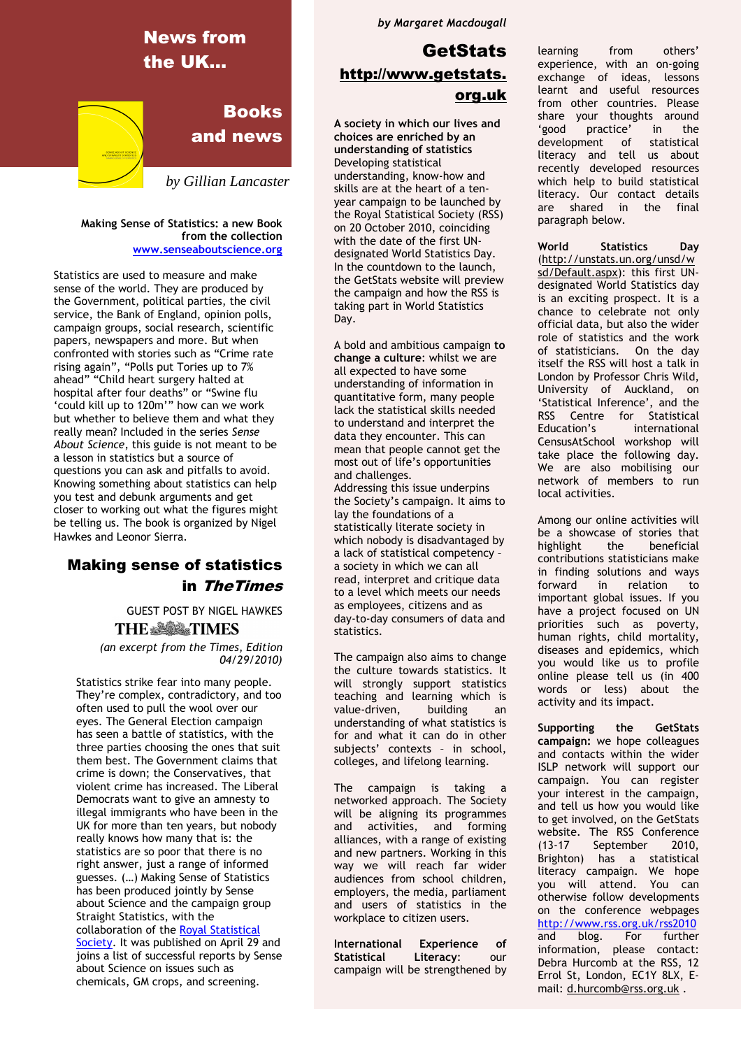# News from the UK...

## Books and news

*by Gillian Lancaster*

**Making Sense of Statistics: a new Book from the collection [www.senseaboutscience.org](http://www.senseaboutscience.org)**

Statistics are used to measure and make sense of the world. They are produced by the Government, political parties, the civil service, the Bank of England, opinion polls, campaign groups, social research, scientific papers, newspapers and more. But when confronted with stories such as "Crime rate rising again", "Polls put Tories up to 7% ahead" "Child heart surgery halted at hospital after four deaths" or "Swine flu 'could kill up to 120m'" how can we work but whether to believe them and what they really mean? Included in the series *Sense About Science*, this guide is not meant to be a lesson in statistics but a source of questions you can ask and pitfalls to avoid. Knowing something about statistics can help you test and debunk arguments and get closer to working out what the figures might be telling us. The book is organized by Nigel Hawkes and Leonor Sierra.

## Making sense of statistics in *TheTimes*

GUEST POST BY NIGEL HAWKES

THE TIMES

*(an excerpt from the Times, Edition 04/29/2010)*

Statistics strike fear into many people. They're complex, contradictory, and too often used to pull the wool over our eyes. The General Election campaign has seen a battle of statistics, with the three parties choosing the ones that suit them best. The Government claims that crime is down; the Conservatives, that violent crime has increased. The Liberal Democrats want to give an amnesty to illegal immigrants who have been in the UK for more than ten years, but nobody really knows how many that is: the statistics are so poor that there is no right answer, just a range of informed guesses. (…) Making Sense of Statistics has been produced jointly by Sense about Science and the campaign group Straight Statistics, with the collaboration of the Royal Statistical Society. It was published on April 29 and joins a list of successful reports by Sense about Science on issues such as chemicals, GM crops, and screening.

*by Margaret Macdougall*

## GetStats [http://www.getstats.org.uk](http://www.getstats.org.uk)

**A society in which our lives and choices are enriched by an understanding of statistics**

Developing statistical understanding, know-how and skills are at the heart of a ten-year campaign to be launched by the Royal Statistical Society (RSS) on 20 October 2010, coinciding with the date of the first UN-designated World Statistics Day. In the countdown to the launch, the GetStats website will preview the campaign and how the RSS is taking part in World Statistics Day.

A bold and ambitious campaign **to change a culture**: whilst we are all expected to have some understanding of information in quantitative form, many people lack the statistical skills needed to understand and interpret the data they encounter. This can mean that people cannot get the most out of life's opportunities and challenges.

Addressing this issue underpins the Society's campaign. It aims to lay the foundations of a statistically literate society in which nobody is disadvantaged by a lack of statistical competency – a society in which we can all read, interpret and critique data to a level which meets our needs as employees, citizens and as day-to-day consumers of data and statistics.

The campaign also aims to change the culture towards statistics. It will strongly support statistics teaching and learning which is value-driven, building an understanding of what statistics is for and what it can do in other subjects' contexts – in school, colleges, and lifelong learning.

The campaign is taking a networked approach. The Society will be aligning its programmes and activities, and forming alliances, with a range of existing and new partners. Working in this way we will reach far wider audiences from school children, employers, the media, parliament and users of statistics in the workplace to citizen users.

**International Experience of Statistical Literacy**: our campaign will be strengthened by learning from others' experience, with an on-going exchange of ideas, lessons learnt and useful resources from other countries. Please share your thoughts around 'good practice' in the development of statistical literacy and tell us about recently developed resources which help to build statistical literacy. Our contact details are shared in the final paragraph below.

**World Statistics Day** (http://unstats.un.org/unsd/wsd/Default.aspx): this first UN-designated World Statistics day is an exciting prospect. It is a chance to celebrate not only official data, but also the wider role of statistics and the work of statisticians. On the day itself the RSS will host a talk in London by Professor Chris Wild, University of Auckland, on 'Statistical Inference', and the RSS Centre for Statistical Education's international CensusAtSchool workshop will take place the following day. We are also mobilising our network of members to run local activities.

Among our online activities will be a showcase of stories that highlight the beneficial contributions statisticians make in finding solutions and ways forward in relation to important global issues. If you have a project focused on UN priorities such as poverty, human rights, child mortality, diseases and epidemics, which you would like us to profile online please tell us (in 400 words or less) about the activity and its impact.

**Supporting the GetStats campaign:** we hope colleagues and contacts within the wider ISLP network will support our campaign. You can register your interest in the campaign, and tell us how you would like to get involved, on the GetStats website. The RSS Conference (13-17 September 2010, Brighton) has a statistical literacy campaign. We hope you will attend. You can otherwise follow developments on the conference webpages http://www.rss.org.uk/rss2010 and blog. For further information, please contact: Debra Hurcomb at the RSS, 12 Errol St, London, EC1Y 8LX, E-mail: d.hurcomb@rss.org.uk .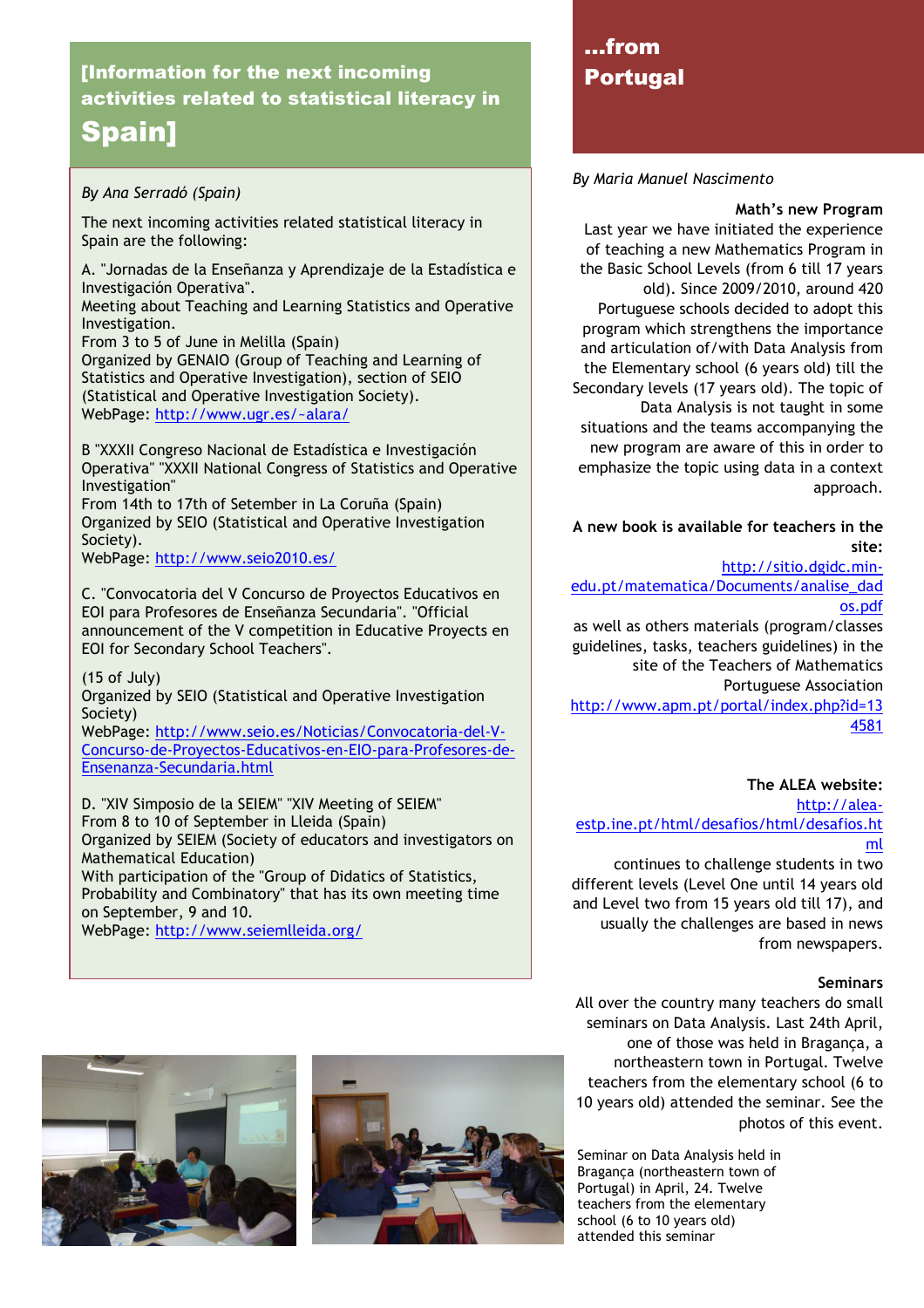## [Information for the next incoming activities related to statistical literacy in Spain]

*By Ana Serradó (Spain)*

The next incoming activities related statistical literacy in Spain are the following:

A. "Jornadas de la Enseñanza y Aprendizaje de la Estadística e Investigación Operativa".
Meeting about Teaching and Learning Statistics and Operative Investigation.
From 3 to 5 of June in Melilla (Spain)
Organized by GENAIO (Group of Teaching and Learning of Statistics and Operative Investigation), section of SEIO (Statistical and Operative Investigation Society).
WebPage: http://www.ugr.es/~alara/

B "XXXII Congreso Nacional de Estadística e Investigación Operativa" "XXXII National Congress of Statistics and Operative Investigation"
From 14th to 17th of Setember in La Coruña (Spain)
Organized by SEIO (Statistical and Operative Investigation Society).
WebPage: http://www.seio2010.es/

C. "Convocatoria del V Concurso de Proyectos Educativos en EOI para Profesores de Enseñanza Secundaria". "Official announcement of the V competition in Educative Proyects en EOI for Secondary School Teachers".

(15 of July)
Organized by SEIO (Statistical and Operative Investigation Society)
WebPage: http://www.seio.es/Noticias/Convocatoria-del-V-Concurso-de-Proyectos-Educativos-en-EIO-para-Profesores-de-Ensenanza-Secundaria.html

D. "XIV Simposio de la SEIEM" "XIV Meeting of SEIEM"
From 8 to 10 of September in Lleida (Spain)
Organized by SEIEM (Society of educators and investigators on Mathematical Education)
With participation of the "Group of Didactics of Statistics, Probability and Combinatory" that has its own meeting time on September, 9 and 10.
WebPage: http://www.seiemlleida.org/

## ...from Portugal

*By Maria Manuel Nascimento*

**Math's new Program**

Last year we have initiated the experience of teaching a new Mathematics Program in the Basic School Levels (from 6 till 17 years old). Since 2009/2010, around 420 Portuguese schools decided to adopt this program which strengthens the importance and articulation of/with Data Analysis from the Elementary school (6 years old) till the Secondary levels (17 years old). The topic of Data Analysis is not taught in some situations and the teams accompanying the new program are aware of this in order to emphasize the topic using data in a context approach.

**A new book is available for teachers in the site:**

http://sitio.dgidc.min-edu.pt/matematica/Documents/analise_dados.pdf

as well as others materials (program/classes guidelines, tasks, teachers guidelines) in the site of the Teachers of Mathematics Portuguese Association
http://www.apm.pt/portal/index.php?id=134581

**The ALEA website:**

http://alea-estp.ine.pt/html/desafios/html/desafios.html

continues to challenge students in two different levels (Level One until 14 years old and Level two from 15 years old till 17), and usually the challenges are based in news from newspapers.

**Seminars**

All over the country many teachers do small seminars on Data Analysis. Last 24th April, one of those was held in Bragança, a northeastern town in Portugal. Twelve teachers from the elementary school (6 to 10 years old) attended the seminar. See the photos of this event.

Seminar on Data Analysis held in Bragança (northeastern town of Portugal) in April, 24. Twelve teachers from the elementary school (6 to 10 years old) attended this seminar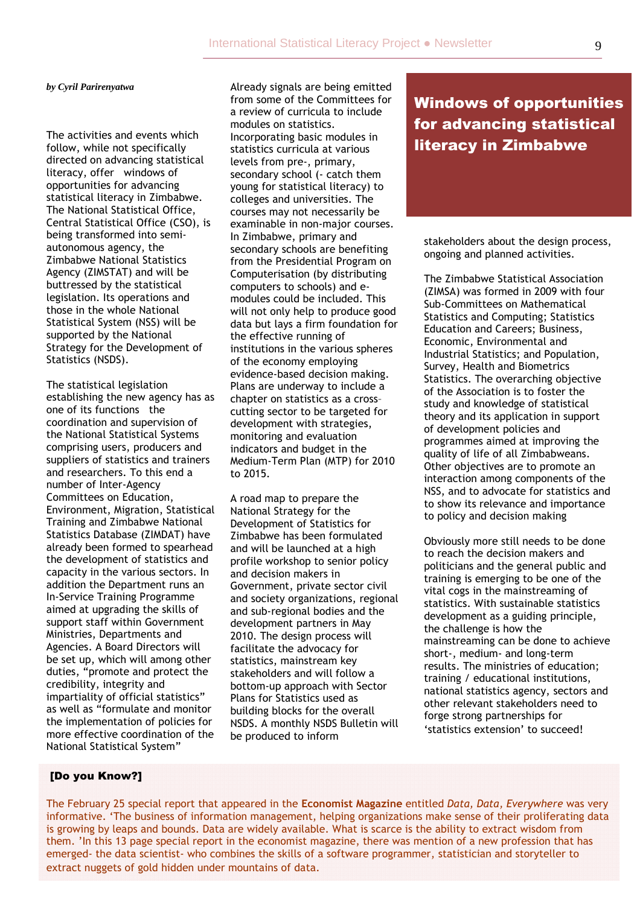# Windows of opportunities for advancing statistical literacy in Zimbabwe

*by Cyril Parirenyatwa*

The activities and events which follow, while not specifically directed on advancing statistical literacy, offer windows of opportunities for advancing statistical literacy in Zimbabwe. The National Statistical Office, Central Statistical Office (CSO), is being transformed into semi-autonomous agency, the Zimbabwe National Statistics Agency (ZIMSTAT) and will be buttressed by the statistical legislation. Its operations and those in the whole National Statistical System (NSS) will be supported by the National Strategy for the Development of Statistics (NSDS).

The statistical legislation establishing the new agency has as one of its functions the coordination and supervision of the National Statistical Systems comprising users, producers and suppliers of statistics and trainers and researchers. To this end a number of Inter-Agency Committees on Education, Environment, Migration, Statistical Training and Zimbabwe National Statistics Database (ZIMDAT) have already been formed to spearhead the development of statistics and capacity in the various sectors. In addition the Department runs an In-Service Training Programme aimed at upgrading the skills of support staff within Government Ministries, Departments and Agencies. A Board Directors will be set up, which will among other duties, “promote and protect the credibility, integrity and impartiality of official statistics” as well as “formulate and monitor the implementation of policies for more effective coordination of the National Statistical System”

Already signals are being emitted from some of the Committees for a review of curricula to include modules on statistics. Incorporating basic modules in statistics curricula at various levels from pre-, primary, secondary school (- catch them young for statistical literacy) to colleges and universities. The courses may not necessarily be examinable in non-major courses. In Zimbabwe, primary and secondary schools are benefiting from the Presidential Program on Computerisation (by distributing computers to schools) and e-modules could be included. This will not only help to produce good data but lays a firm foundation for the effective running of institutions in the various spheres of the economy employing evidence-based decision making. Plans are underway to include a chapter on statistics as a cross-cutting sector to be targeted for development with strategies, monitoring and evaluation indicators and budget in the Medium-Term Plan (MTP) for 2010 to 2015.

A road map to prepare the National Strategy for the Development of Statistics for Zimbabwe has been formulated and will be launched at a high profile workshop to senior policy and decision makers in Government, private sector civil and society organizations, regional and sub-regional bodies and the development partners in May 2010. The design process will facilitate the advocacy for statistics, mainstream key stakeholders and will follow a bottom-up approach with Sector Plans for Statistics used as building blocks for the overall NSDS. A monthly NSDS Bulletin will be produced to inform stakeholders about the design process, ongoing and planned activities.

The Zimbabwe Statistical Association (ZIMSA) was formed in 2009 with four Sub-Committees on Mathematical Statistics and Computing; Statistics Education and Careers; Business, Economic, Environmental and Industrial Statistics; and Population, Survey, Health and Biometrics Statistics. The overarching objective of the Association is to foster the study and knowledge of statistical theory and its application in support of development policies and programmes aimed at improving the quality of life of all Zimbabweans. Other objectives are to promote an interaction among components of the NSS, and to advocate for statistics and to show its relevance and importance to policy and decision making

Obviously more still needs to be done to reach the decision makers and politicians and the general public and training is emerging to be one of the vital cogs in the mainstreaming of statistics. With sustainable statistics development as a guiding principle, the challenge is how the mainstreaming can be done to achieve short-, medium- and long-term results. The ministries of education; training / educational institutions, national statistics agency, sectors and other relevant stakeholders need to forge strong partnerships for ‘statistics extension’ to succeed!

**[Do you Know?]**

The February 25 special report that appeared in the **Economist Magazine** entitled *Data, Data, Everywhere* was very informative. ‘The business of information management, helping organizations make sense of their proliferating data is growing by leaps and bounds. Data are widely available. What is scarce is the ability to extract wisdom from them. ’In this 13 page special report in the economist magazine, there was mention of a new profession that has emerged- the data scientist- who combines the skills of a software programmer, statistician and storyteller to extract nuggets of gold hidden under mountains of data.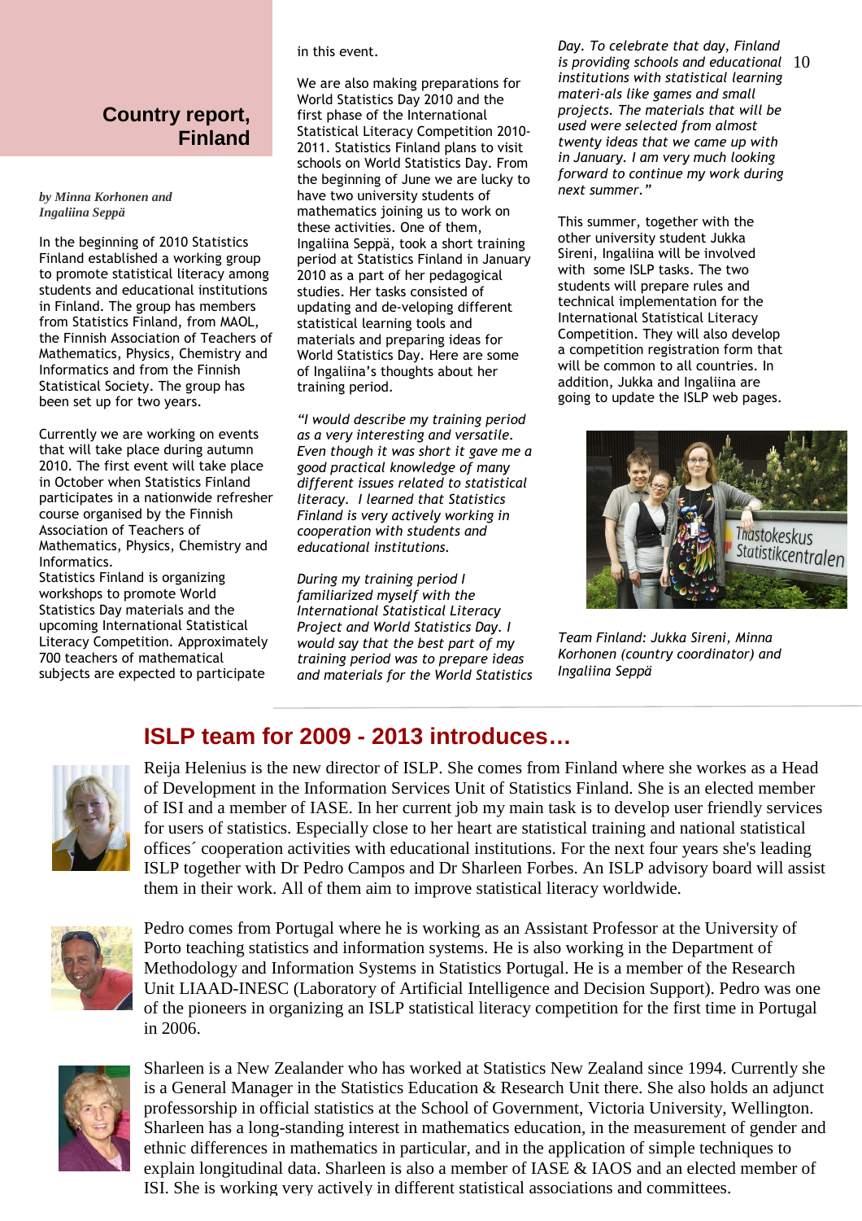## Country report, Finland

*by Minna Korhonen and Ingaliina Seppä*

In the beginning of 2010 Statistics Finland established a working group to promote statistical literacy among students and educational institutions in Finland. The group has members from Statistics Finland, from MAOL, the Finnish Association of Teachers of Mathematics, Physics, Chemistry and Informatics and from the Finnish Statistical Society. The group has been set up for two years.

Currently we are working on events that will take place during autumn 2010. The first event will take place in October when Statistics Finland participates in a nationwide refresher course organised by the Finnish Association of Teachers of Mathematics, Physics, Chemistry and Informatics.
Statistics Finland is organizing workshops to promote World Statistics Day materials and the upcoming International Statistical Literacy Competition. Approximately 700 teachers of mathematical subjects are expected to participate in this event.

We are also making preparations for World Statistics Day 2010 and the first phase of the International Statistical Literacy Competition 2010-2011. Statistics Finland plans to visit schools on World Statistics Day. From the beginning of June we are lucky to have two university students of mathematics joining us to work on these activities. One of them, Ingaliina Seppä, took a short training period at Statistics Finland in January 2010 as a part of her pedagogical studies. Her tasks consisted of updating and de-veloping different statistical learning tools and materials and preparing ideas for World Statistics Day. Here are some of Ingaliina's thoughts about her training period.

*"I would describe my training period as a very interesting and versatile. Even though it was short it gave me a good practical knowledge of many different issues related to statistical literacy. I learned that Statistics Finland is very actively working in cooperation with students and educational institutions.*

*During my training period I familiarized myself with the International Statistical Literacy Project and World Statistics Day. I would say that the best part of my training period was to prepare ideas and materials for the World Statistics Day. To celebrate that day, Finland is providing schools and educational institutions with statistical learning materi-als like games and small projects. The materials that will be used were selected from almost twenty ideas that we came up with in January. I am very much looking forward to continue my work during next summer."*

This summer, together with the other university student Jukka Sireni, Ingaliina will be involved with some ISLP tasks. The two students will prepare rules and technical implementation for the International Statistical Literacy Competition. They will also develop a competition registration form that will be common to all countries. In addition, Jukka and Ingaliina are going to update the ISLP web pages.

*Team Finland: Jukka Sireni, Minna Korhonen (country coordinator) and Ingaliina Seppä*

## ISLP team for 2009 - 2013 introduces…

Reija Helenius is the new director of ISLP. She comes from Finland where she workes as a Head of Development in the Information Services Unit of Statistics Finland. She is an elected member of ISI and a member of IASE. In her current job my main task is to develop user friendly services for users of statistics. Especially close to her heart are statistical training and national statistical offices´ cooperation activities with educational institutions. For the next four years she's leading ISLP together with Dr Pedro Campos and Dr Sharleen Forbes. An ISLP advisory board will assist them in their work. All of them aim to improve statistical literacy worldwide.

Pedro comes from Portugal where he is working as an Assistant Professor at the University of Porto teaching statistics and information systems. He is also working in the Department of Methodology and Information Systems in Statistics Portugal. He is a member of the Research Unit LIAAD-INESC (Laboratory of Artificial Intelligence and Decision Support). Pedro was one of the pioneers in organizing an ISLP statistical literacy competition for the first time in Portugal in 2006.

Sharleen is a New Zealander who has worked at Statistics New Zealand since 1994. Currently she is a General Manager in the Statistics Education & Research Unit there. She also holds an adjunct professorship in official statistics at the School of Government, Victoria University, Wellington. Sharleen has a long-standing interest in mathematics education, in the measurement of gender and ethnic differences in mathematics in particular, and in the application of simple techniques to explain longitudinal data. Sharleen is also a member of IASE & IAOS and an elected member of ISI. She is working very actively in different statistical associations and committees.